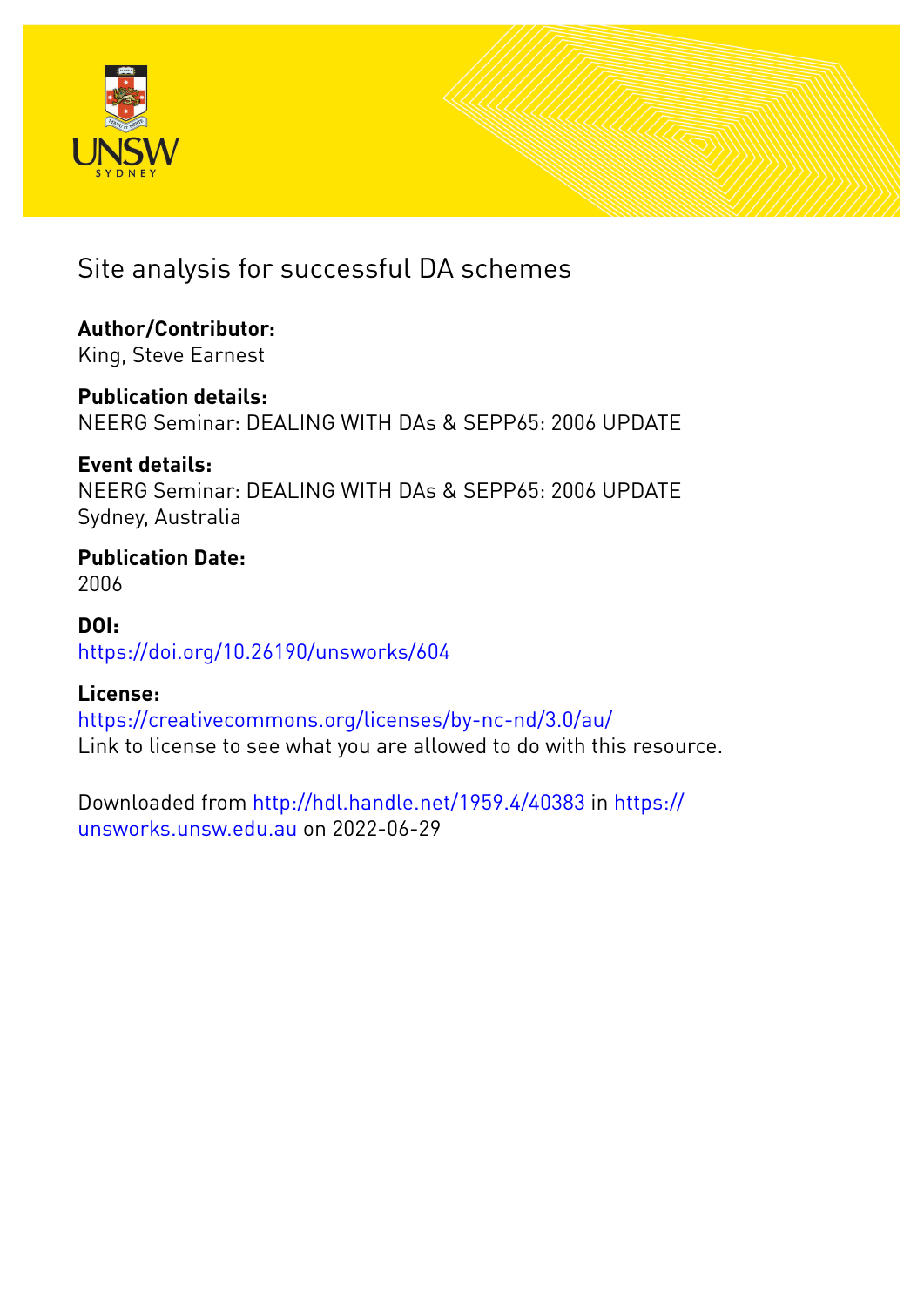# Site analysis for successful DA schemes

**Author/Contributor:**
King, Steve Earnest

**Publication details:**
NEERG Seminar: DEALING WITH DAs & SEPP65: 2006 UPDATE

**Event details:**
NEERG Seminar: DEALING WITH DAs & SEPP65: 2006 UPDATE
Sydney, Australia

**Publication Date:**
2006

**DOI:**
https://doi.org/10.26190/unsworks/604

**License:**
https://creativecommons.org/licenses/by-nc-nd/3.0/au/
Link to license to see what you are allowed to do with this resource.

Downloaded from http://hdl.handle.net/1959.4/40383 in https://unsworks.unsw.edu.au on 2022-06-29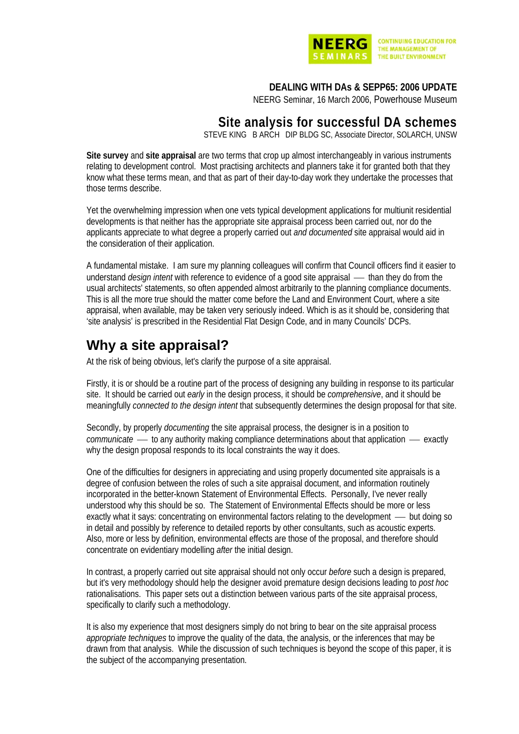**DEALING WITH DAs & SEPP65: 2006 UPDATE**
NEERG Seminar, 16 March 2006, Powerhouse Museum

# Site analysis for successful DA schemes

STEVE KING B ARCH DIP BLDG SC, Associate Director, SOLARCH, UNSW

**Site survey** and **site appraisal** are two terms that crop up almost interchangeably in various instruments relating to development control. Most practising architects and planners take it for granted both that they know what these terms mean, and that as part of their day-to-day work they undertake the processes that those terms describe.

Yet the overwhelming impression when one vets typical development applications for multiunit residential developments is that neither has the appropriate site appraisal process been carried out, nor do the applicants appreciate to what degree a properly carried out *and documented* site appraisal would aid in the consideration of their application.

A fundamental mistake. I am sure my planning colleagues will confirm that Council officers find it easier to understand *design intent* with reference to evidence of a good site appraisal — than they do from the usual architects' statements, so often appended almost arbitrarily to the planning compliance documents. This is all the more true should the matter come before the Land and Environment Court, where a site appraisal, when available, may be taken very seriously indeed. Which is as it should be, considering that 'site analysis' is prescribed in the Residential Flat Design Code, and in many Councils' DCPs.

## Why a site appraisal?

At the risk of being obvious, let's clarify the purpose of a site appraisal.

Firstly, it is or should be a routine part of the process of designing any building in response to its particular site. It should be carried out *early* in the design process, it should be *comprehensive*, and it should be meaningfully *connected to the design intent* that subsequently determines the design proposal for that site.

Secondly, by properly *documenting* the site appraisal process, the designer is in a position to *communicate* — to any authority making compliance determinations about that application — exactly why the design proposal responds to its local constraints the way it does.

One of the difficulties for designers in appreciating and using properly documented site appraisals is a degree of confusion between the roles of such a site appraisal document, and information routinely incorporated in the better-known Statement of Environmental Effects. Personally, I've never really understood why this should be so. The Statement of Environmental Effects should be more or less exactly what it says: concentrating on environmental factors relating to the development — but doing so in detail and possibly by reference to detailed reports by other consultants, such as acoustic experts. Also, more or less by definition, environmental effects are those of the proposal, and therefore should concentrate on evidentiary modelling *after* the initial design.

In contrast, a properly carried out site appraisal should not only occur *before* such a design is prepared, but it's very methodology should help the designer avoid premature design decisions leading to *post hoc* rationalisations. This paper sets out a distinction between various parts of the site appraisal process, specifically to clarify such a methodology.

It is also my experience that most designers simply do not bring to bear on the site appraisal process *appropriate techniques* to improve the quality of the data, the analysis, or the inferences that may be drawn from that analysis. While the discussion of such techniques is beyond the scope of this paper, it is the subject of the accompanying presentation.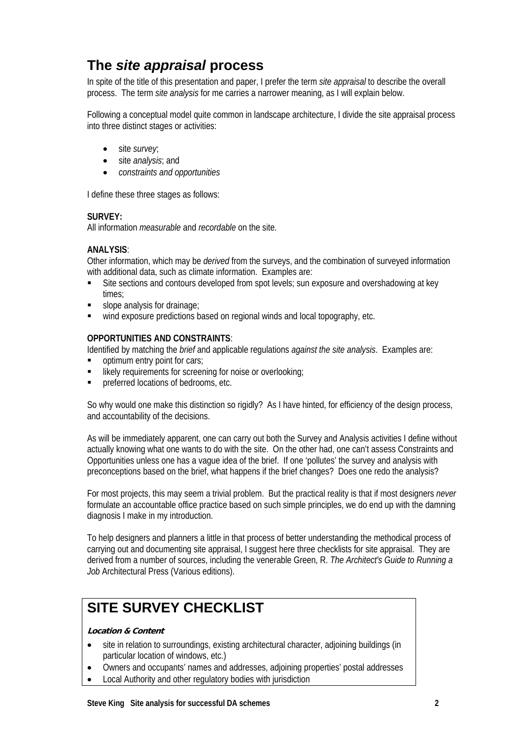## The *site appraisal* process

In spite of the title of this presentation and paper, I prefer the term *site appraisal* to describe the overall process. The term *site analysis* for me carries a narrower meaning, as I will explain below.

Following a conceptual model quite common in landscape architecture, I divide the site appraisal process into three distinct stages or activities:

- site *survey*;
- site *analysis*; and
- *constraints and opportunities*

I define these three stages as follows:

**SURVEY:**
All information *measurable* and *recordable* on the site.

**ANALYSIS**:
Other information, which may be *derived* from the surveys, and the combination of surveyed information with additional data, such as climate information. Examples are:

- Site sections and contours developed from spot levels; sun exposure and overshadowing at key times;
- slope analysis for drainage;
- wind exposure predictions based on regional winds and local topography, etc.

**OPPORTUNITIES AND CONSTRAINTS**:
Identified by matching the *brief* and applicable regulations *against the site analysis*. Examples are:

- optimum entry point for cars;
- likely requirements for screening for noise or overlooking;
- preferred locations of bedrooms, etc.

So why would one make this distinction so rigidly? As I have hinted, for efficiency of the design process, and accountability of the decisions.

As will be immediately apparent, one can carry out both the Survey and Analysis activities I define without actually knowing what one wants to do with the site. On the other had, one can't assess Constraints and Opportunities unless one has a vague idea of the brief. If one 'pollutes' the survey and analysis with preconceptions based on the brief, what happens if the brief changes? Does one redo the analysis?

For most projects, this may seem a trivial problem. But the practical reality is that if most designers *never* formulate an accountable office practice based on such simple principles, we do end up with the damning diagnosis I make in my introduction.

To help designers and planners a little in that process of better understanding the methodical process of carrying out and documenting site appraisal, I suggest here three checklists for site appraisal. They are derived from a number of sources, including the venerable Green, R. *The Architect's Guide to Running a Job* Architectural Press (Various editions).

## SITE SURVEY CHECKLIST

***Location & Content***

- site in relation to surroundings, existing architectural character, adjoining buildings (in particular location of windows, etc.)
- Owners and occupants' names and addresses, adjoining properties' postal addresses
- Local Authority and other regulatory bodies with jurisdiction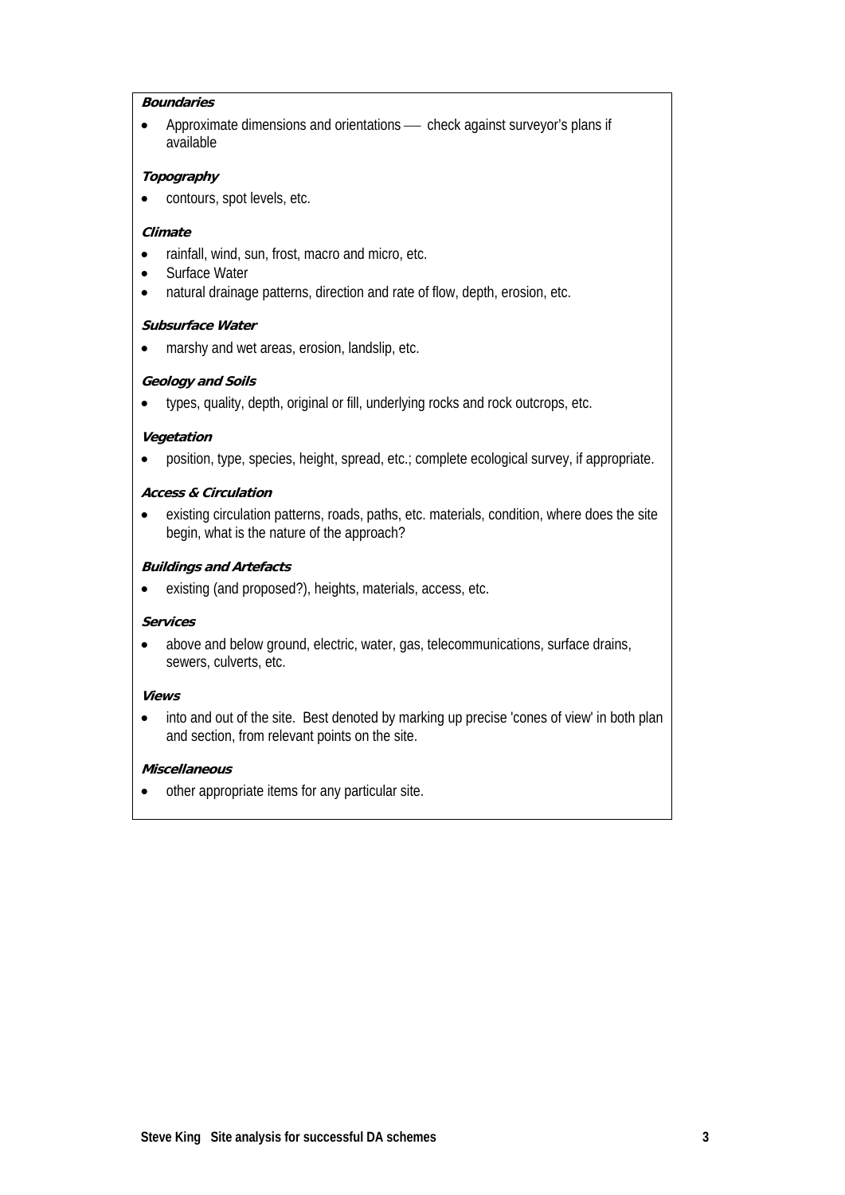***Boundaries***

- Approximate dimensions and orientations — check against surveyor's plans if available

***Topography***

- contours, spot levels, etc.

***Climate***

- rainfall, wind, sun, frost, macro and micro, etc.
- Surface Water
- natural drainage patterns, direction and rate of flow, depth, erosion, etc.

***Subsurface Water***

- marshy and wet areas, erosion, landslip, etc.

***Geology and Soils***

- types, quality, depth, original or fill, underlying rocks and rock outcrops, etc.

***Vegetation***

- position, type, species, height, spread, etc.; complete ecological survey, if appropriate.

***Access & Circulation***

- existing circulation patterns, roads, paths, etc. materials, condition, where does the site begin, what is the nature of the approach?

***Buildings and Artefacts***

- existing (and proposed?), heights, materials, access, etc.

***Services***

- above and below ground, electric, water, gas, telecommunications, surface drains, sewers, culverts, etc.

***Views***

- into and out of the site. Best denoted by marking up precise 'cones of view' in both plan and section, from relevant points on the site.

***Miscellaneous***

- other appropriate items for any particular site.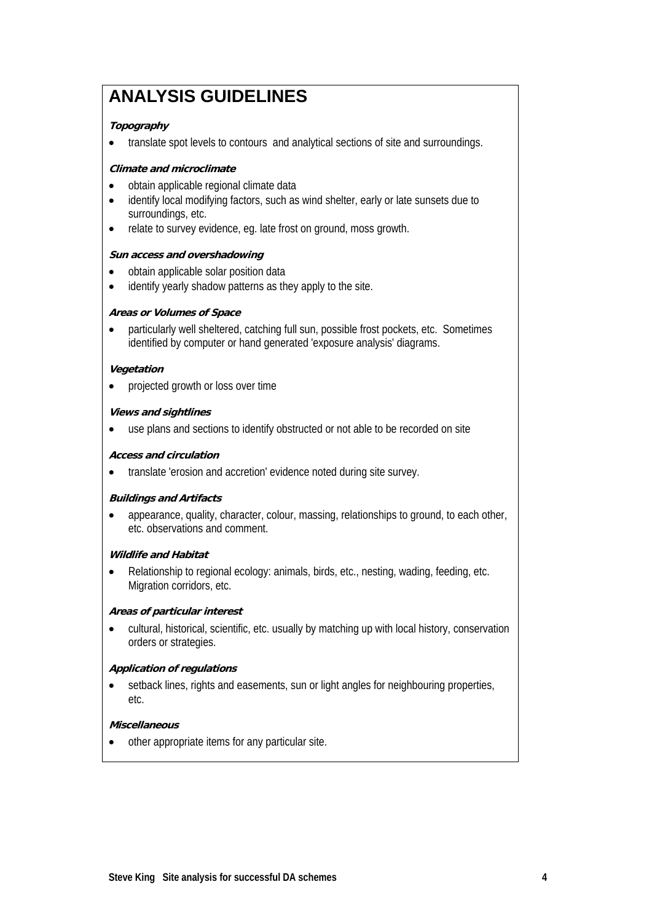# ANALYSIS GUIDELINES

***Topography***

- translate spot levels to contours and analytical sections of site and surroundings.

***Climate and microclimate***

- obtain applicable regional climate data
- identify local modifying factors, such as wind shelter, early or late sunsets due to surroundings, etc.
- relate to survey evidence, eg. late frost on ground, moss growth.

***Sun access and overshadowing***

- obtain applicable solar position data
- identify yearly shadow patterns as they apply to the site.

***Areas or Volumes of Space***

- particularly well sheltered, catching full sun, possible frost pockets, etc. Sometimes identified by computer or hand generated 'exposure analysis' diagrams.

***Vegetation***

- projected growth or loss over time

***Views and sightlines***

- use plans and sections to identify obstructed or not able to be recorded on site

***Access and circulation***

- translate 'erosion and accretion' evidence noted during site survey.

***Buildings and Artifacts***

- appearance, quality, character, colour, massing, relationships to ground, to each other, etc. observations and comment.

***Wildlife and Habitat***

- Relationship to regional ecology: animals, birds, etc., nesting, wading, feeding, etc. Migration corridors, etc.

***Areas of particular interest***

- cultural, historical, scientific, etc. usually by matching up with local history, conservation orders or strategies.

***Application of regulations***

- setback lines, rights and easements, sun or light angles for neighbouring properties, etc.

***Miscellaneous***

- other appropriate items for any particular site.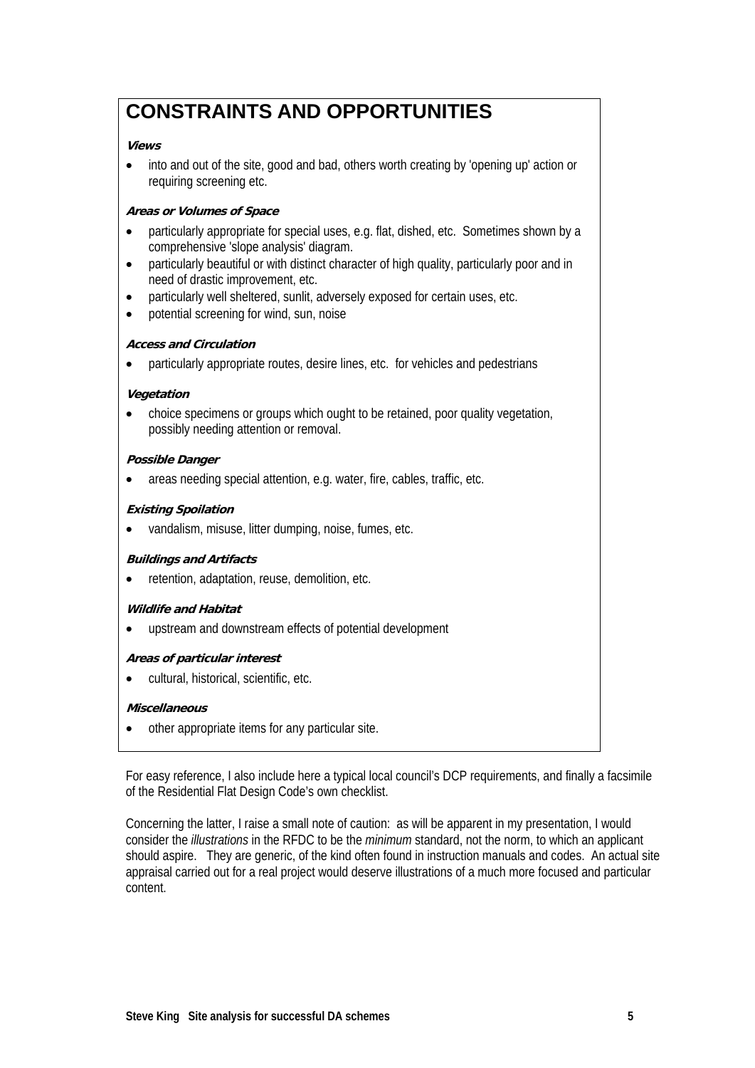# CONSTRAINTS AND OPPORTUNITIES

***Views***

- into and out of the site, good and bad, others worth creating by 'opening up' action or requiring screening etc.

***Areas or Volumes of Space***

- particularly appropriate for special uses, e.g. flat, dished, etc. Sometimes shown by a comprehensive 'slope analysis' diagram.
- particularly beautiful or with distinct character of high quality, particularly poor and in need of drastic improvement, etc.
- particularly well sheltered, sunlit, adversely exposed for certain uses, etc.
- potential screening for wind, sun, noise

***Access and Circulation***

- particularly appropriate routes, desire lines, etc. for vehicles and pedestrians

***Vegetation***

- choice specimens or groups which ought to be retained, poor quality vegetation, possibly needing attention or removal.

***Possible Danger***

- areas needing special attention, e.g. water, fire, cables, traffic, etc.

***Existing Spoilation***

- vandalism, misuse, litter dumping, noise, fumes, etc.

***Buildings and Artifacts***

- retention, adaptation, reuse, demolition, etc.

***Wildlife and Habitat***

- upstream and downstream effects of potential development

***Areas of particular interest***

- cultural, historical, scientific, etc.

***Miscellaneous***

- other appropriate items for any particular site.

For easy reference, I also include here a typical local council's DCP requirements, and finally a facsimile of the Residential Flat Design Code's own checklist.

Concerning the latter, I raise a small note of caution: as will be apparent in my presentation, I would consider the *illustrations* in the RFDC to be the *minimum* standard, not the norm, to which an applicant should aspire. They are generic, of the kind often found in instruction manuals and codes. An actual site appraisal carried out for a real project would deserve illustrations of a much more focused and particular content.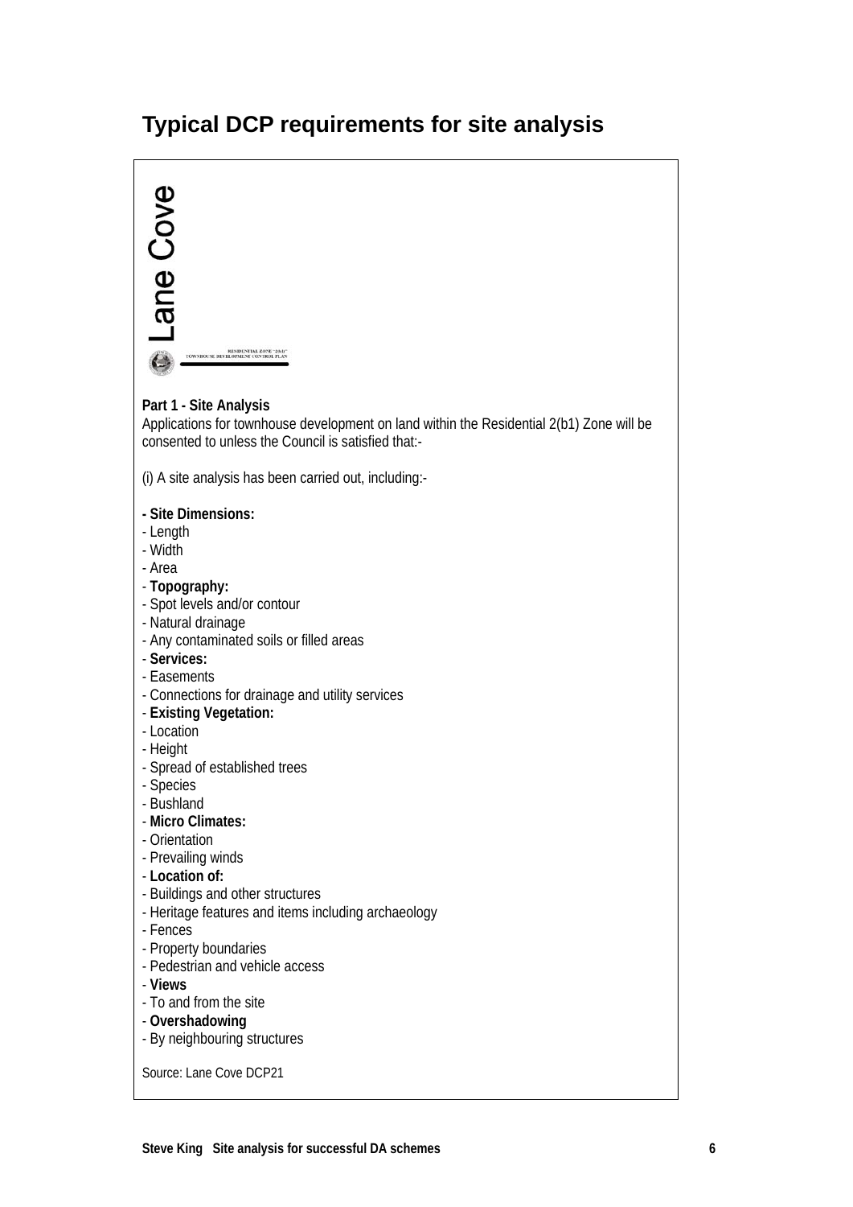## Typical DCP requirements for site analysis

Lane Cove

RESIDENTIAL ZONE "2(b1)"
TOWNHOUSE DEVELOPMENT CONTROL PLAN

**Part 1 - Site Analysis**
Applications for townhouse development on land within the Residential 2(b1) Zone will be consented to unless the Council is satisfied that:-

(i) A site analysis has been carried out, including:-

**- Site Dimensions:**
- Length
- Width
- Area
- **Topography:**
- Spot levels and/or contour
- Natural drainage
- Any contaminated soils or filled areas
- **Services:**
- Easements
- Connections for drainage and utility services
- **Existing Vegetation:**
- Location
- Height
- Spread of established trees
- Species
- Bushland
- **Micro Climates:**
- Orientation
- Prevailing winds
- **Location of:**
- Buildings and other structures
- Heritage features and items including archaeology
- Fences
- Property boundaries
- Pedestrian and vehicle access
- **Views**
- To and from the site
- **Overshadowing**
- By neighbouring structures

Source: Lane Cove DCP21